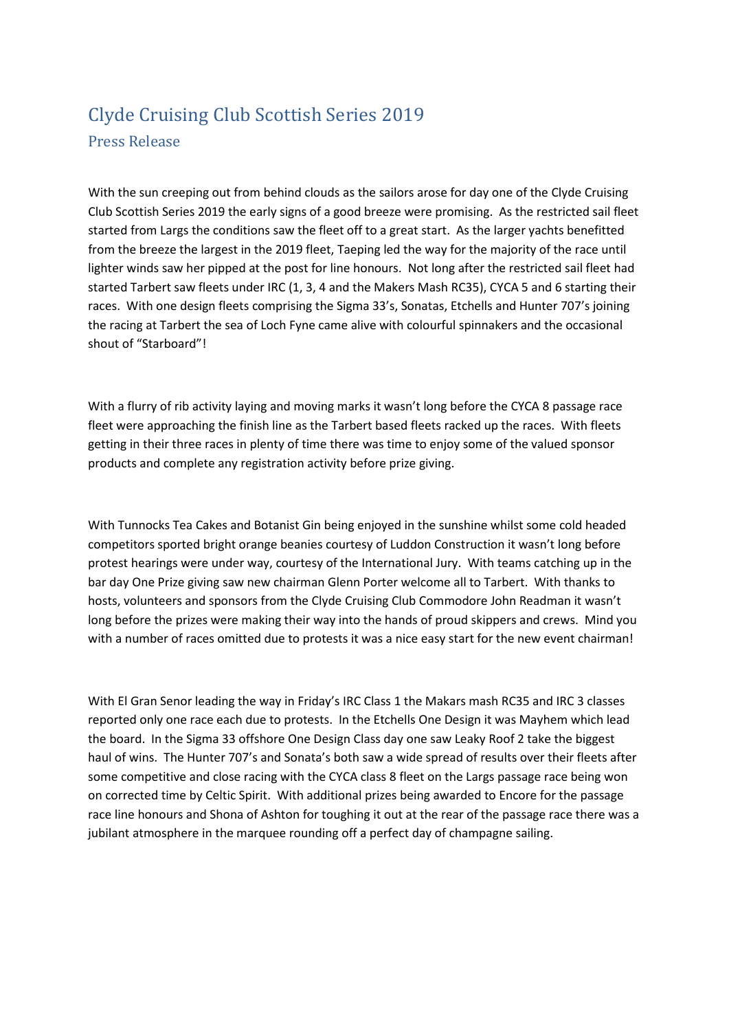# Clyde Cruising Club Scottish Series 2019

## Press Release

With the sun creeping out from behind clouds as the sailors arose for day one of the Clyde Cruising Club Scottish Series 2019 the early signs of a good breeze were promising. As the restricted sail fleet started from Largs the conditions saw the fleet off to a great start. As the larger yachts benefitted from the breeze the largest in the 2019 fleet, Taeping led the way for the majority of the race until lighter winds saw her pipped at the post for line honours. Not long after the restricted sail fleet had started Tarbert saw fleets under IRC (1, 3, 4 and the Makers Mash RC35), CYCA 5 and 6 starting their races. With one design fleets comprising the Sigma 33's, Sonatas, Etchells and Hunter 707's joining the racing at Tarbert the sea of Loch Fyne came alive with colourful spinnakers and the occasional shout of "Starboard"!

With a flurry of rib activity laying and moving marks it wasn't long before the CYCA 8 passage race fleet were approaching the finish line as the Tarbert based fleets racked up the races. With fleets getting in their three races in plenty of time there was time to enjoy some of the valued sponsor products and complete any registration activity before prize giving.

With Tunnocks Tea Cakes and Botanist Gin being enjoyed in the sunshine whilst some cold headed competitors sported bright orange beanies courtesy of Luddon Construction it wasn't long before protest hearings were under way, courtesy of the International Jury. With teams catching up in the bar day One Prize giving saw new chairman Glenn Porter welcome all to Tarbert. With thanks to hosts, volunteers and sponsors from the Clyde Cruising Club Commodore John Readman it wasn't long before the prizes were making their way into the hands of proud skippers and crews. Mind you with a number of races omitted due to protests it was a nice easy start for the new event chairman!

With El Gran Senor leading the way in Friday's IRC Class 1 the Makars mash RC35 and IRC 3 classes reported only one race each due to protests. In the Etchells One Design it was Mayhem which lead the board. In the Sigma 33 offshore One Design Class day one saw Leaky Roof 2 take the biggest haul of wins. The Hunter 707's and Sonata's both saw a wide spread of results over their fleets after some competitive and close racing with the CYCA class 8 fleet on the Largs passage race being won on corrected time by Celtic Spirit. With additional prizes being awarded to Encore for the passage race line honours and Shona of Ashton for toughing it out at the rear of the passage race there was a jubilant atmosphere in the marquee rounding off a perfect day of champagne sailing.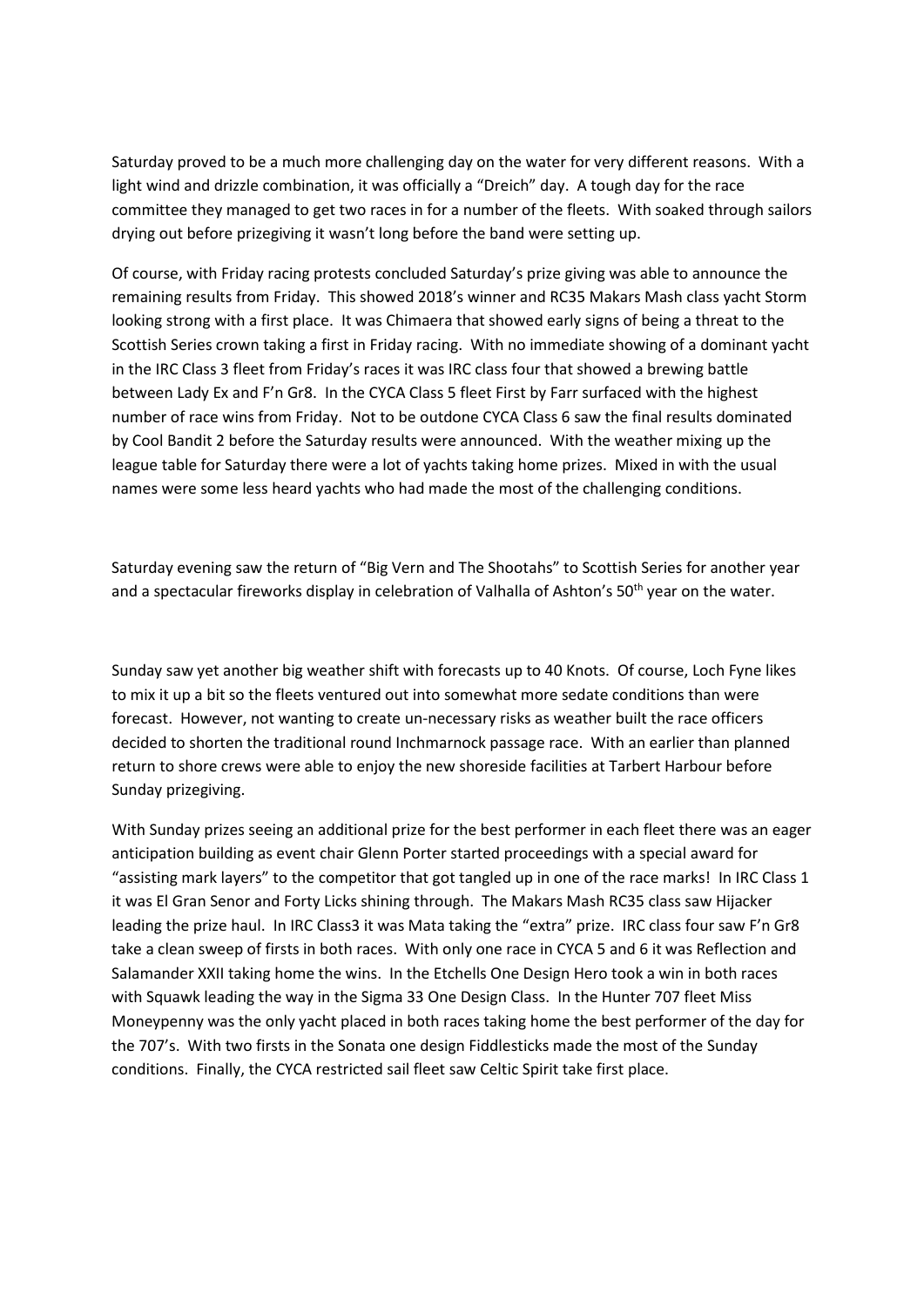Saturday proved to be a much more challenging day on the water for very different reasons. With a light wind and drizzle combination, it was officially a "Dreich" day. A tough day for the race committee they managed to get two races in for a number of the fleets. With soaked through sailors drying out before prizegiving it wasn't long before the band were setting up.

Of course, with Friday racing protests concluded Saturday's prize giving was able to announce the remaining results from Friday. This showed 2018's winner and RC35 Makars Mash class yacht Storm looking strong with a first place. It was Chimaera that showed early signs of being a threat to the Scottish Series crown taking a first in Friday racing. With no immediate showing of a dominant yacht in the IRC Class 3 fleet from Friday's races it was IRC class four that showed a brewing battle between Lady Ex and F'n Gr8. In the CYCA Class 5 fleet First by Farr surfaced with the highest number of race wins from Friday. Not to be outdone CYCA Class 6 saw the final results dominated by Cool Bandit 2 before the Saturday results were announced. With the weather mixing up the league table for Saturday there were a lot of yachts taking home prizes. Mixed in with the usual names were some less heard yachts who had made the most of the challenging conditions.

Saturday evening saw the return of "Big Vern and The Shootahs" to Scottish Series for another year and a spectacular fireworks display in celebration of Valhalla of Ashton's 50th year on the water.

Sunday saw yet another big weather shift with forecasts up to 40 Knots. Of course, Loch Fyne likes to mix it up a bit so the fleets ventured out into somewhat more sedate conditions than were forecast. However, not wanting to create un-necessary risks as weather built the race officers decided to shorten the traditional round Inchmarnock passage race. With an earlier than planned return to shore crews were able to enjoy the new shoreside facilities at Tarbert Harbour before Sunday prizegiving.

With Sunday prizes seeing an additional prize for the best performer in each fleet there was an eager anticipation building as event chair Glenn Porter started proceedings with a special award for "assisting mark layers" to the competitor that got tangled up in one of the race marks! In IRC Class 1 it was El Gran Senor and Forty Licks shining through. The Makars Mash RC35 class saw Hijacker leading the prize haul. In IRC Class3 it was Mata taking the "extra" prize. IRC class four saw F'n Gr8 take a clean sweep of firsts in both races. With only one race in CYCA 5 and 6 it was Reflection and Salamander XXII taking home the wins. In the Etchells One Design Hero took a win in both races with Squawk leading the way in the Sigma 33 One Design Class. In the Hunter 707 fleet Miss Moneypenny was the only yacht placed in both races taking home the best performer of the day for the 707's. With two firsts in the Sonata one design Fiddlesticks made the most of the Sunday conditions. Finally, the CYCA restricted sail fleet saw Celtic Spirit take first place.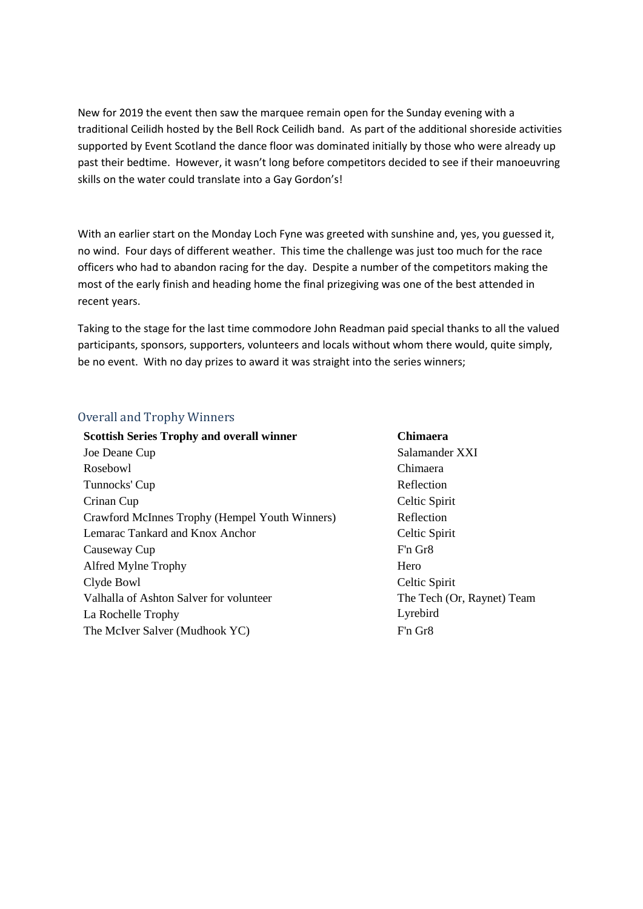New for 2019 the event then saw the marquee remain open for the Sunday evening with a traditional Ceilidh hosted by the Bell Rock Ceilidh band. As part of the additional shoreside activities supported by Event Scotland the dance floor was dominated initially by those who were already up past their bedtime. However, it wasn't long before competitors decided to see if their manoeuvring skills on the water could translate into a Gay Gordon's!

With an earlier start on the Monday Loch Fyne was greeted with sunshine and, yes, you guessed it, no wind. Four days of different weather. This time the challenge was just too much for the race officers who had to abandon racing for the day. Despite a number of the competitors making the most of the early finish and heading home the final prizegiving was one of the best attended in recent years.

Taking to the stage for the last time commodore John Readman paid special thanks to all the valued participants, sponsors, supporters, volunteers and locals without whom there would, quite simply, be no event. With no day prizes to award it was straight into the series winners;

## Overall and Trophy Winners

| **Scottish Series Trophy and overall winner** | **Chimaera** |
| --- | --- |
| Joe Deane Cup | Salamander XXI |
| Rosebowl | Chimaera |
| Tunnocks' Cup | Reflection |
| Crinan Cup | Celtic Spirit |
| Crawford McInnes Trophy (Hempel Youth Winners) | Reflection |
| Lemarac Tankard and Knox Anchor | Celtic Spirit |
| Causeway Cup | F'n Gr8 |
| Alfred Mylne Trophy | Hero |
| Clyde Bowl | Celtic Spirit |
| Valhalla of Ashton Salver for volunteer | The Tech (Or, Raynet) Team |
| La Rochelle Trophy | Lyrebird |
| The McIver Salver (Mudhook YC) | F'n Gr8 |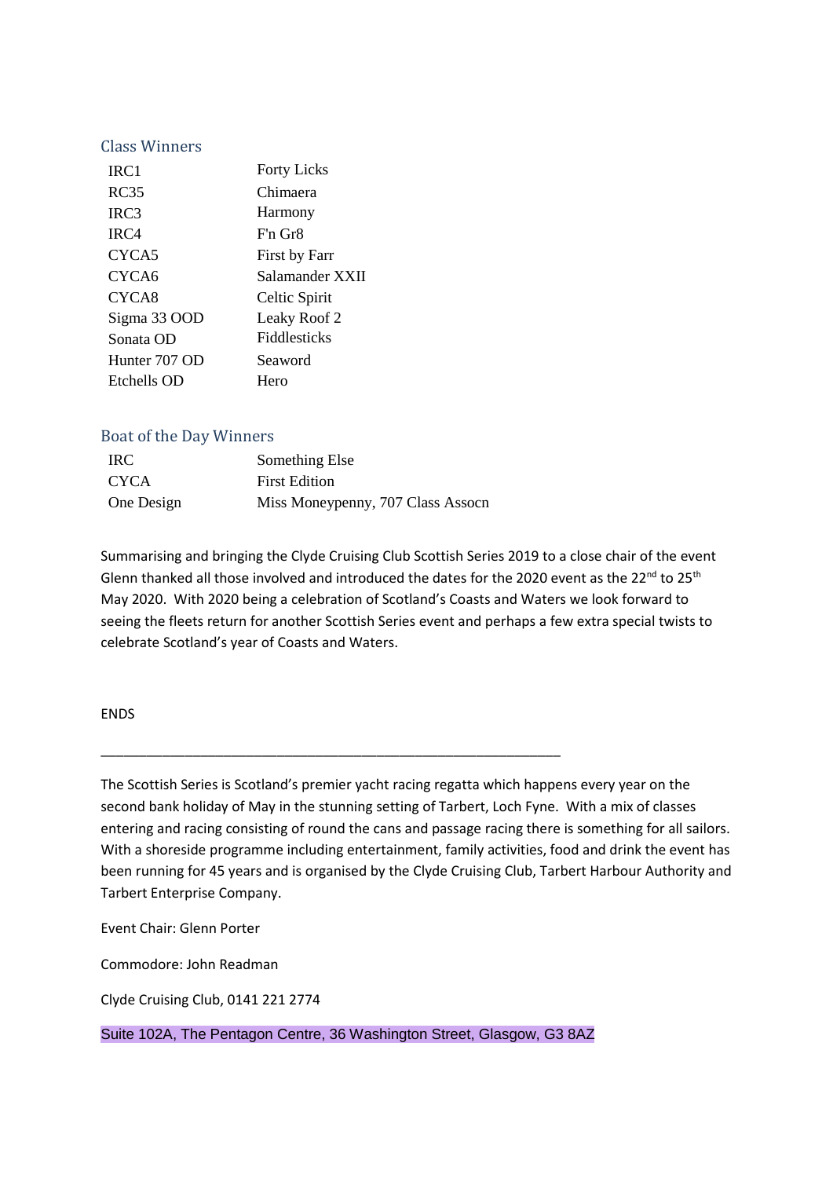## Class Winners

| | |
|---|---|
| IRC1 | Forty Licks |
| RC35 | Chimaera |
| IRC3 | Harmony |
| IRC4 | F'n Gr8 |
| CYCA5 | First by Farr |
| CYCA6 | Salamander XXII |
| CYCA8 | Celtic Spirit |
| Sigma 33 OOD | Leaky Roof 2 |
| Sonata OD | Fiddlesticks |
| Hunter 707 OD | Seaword |
| Etchells OD | Hero |

## Boat of the Day Winners

| | |
|---|---|
| IRC | Something Else |
| CYCA | First Edition |
| One Design | Miss Moneypenny, 707 Class Assocn |

Summarising and bringing the Clyde Cruising Club Scottish Series 2019 to a close chair of the event Glenn thanked all those involved and introduced the dates for the 2020 event as the 22nd to 25th May 2020. With 2020 being a celebration of Scotland's Coasts and Waters we look forward to seeing the fleets return for another Scottish Series event and perhaps a few extra special twists to celebrate Scotland's year of Coasts and Waters.

ENDS

---

The Scottish Series is Scotland's premier yacht racing regatta which happens every year on the second bank holiday of May in the stunning setting of Tarbert, Loch Fyne. With a mix of classes entering and racing consisting of round the cans and passage racing there is something for all sailors. With a shoreside programme including entertainment, family activities, food and drink the event has been running for 45 years and is organised by the Clyde Cruising Club, Tarbert Harbour Authority and Tarbert Enterprise Company.

Event Chair: Glenn Porter

Commodore: John Readman

Clyde Cruising Club, 0141 221 2774

Suite 102A, The Pentagon Centre, 36 Washington Street, Glasgow, G3 8AZ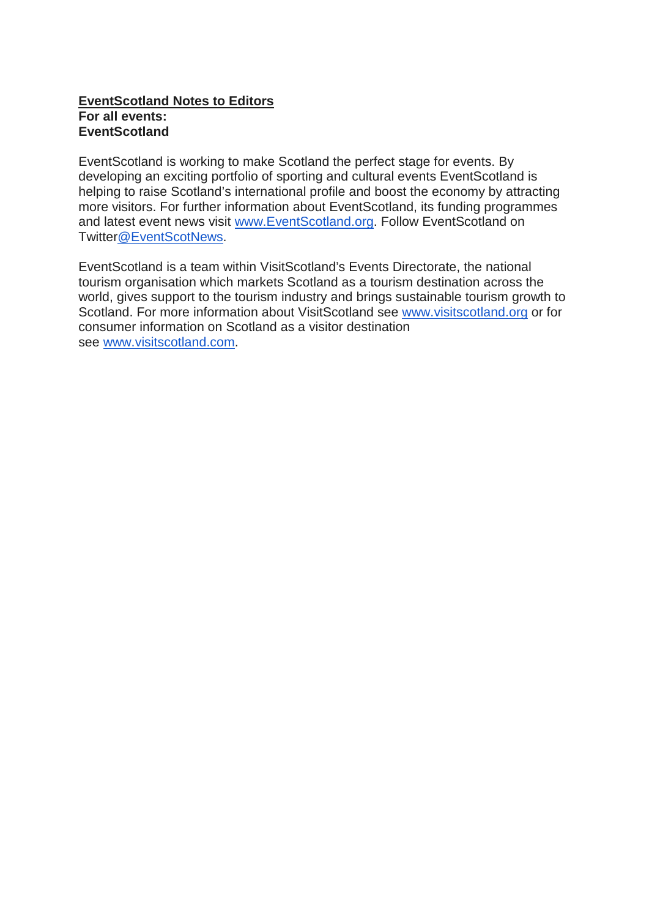**<u>EventScotland Notes to Editors</u>**
**For all events:**
**EventScotland**

EventScotland is working to make Scotland the perfect stage for events. By developing an exciting portfolio of sporting and cultural events EventScotland is helping to raise Scotland's international profile and boost the economy by attracting more visitors. For further information about EventScotland, its funding programmes and latest event news visit [www.EventScotland.org](http://www.EventScotland.org). Follow EventScotland on Twitter[@EventScotNews](https://twitter.com/EventScotNews).

EventScotland is a team within VisitScotland's Events Directorate, the national tourism organisation which markets Scotland as a tourism destination across the world, gives support to the tourism industry and brings sustainable tourism growth to Scotland. For more information about VisitScotland see [www.visitscotland.org](http://www.visitscotland.org) or for consumer information on Scotland as a visitor destination see [www.visitscotland.com](http://www.visitscotland.com).